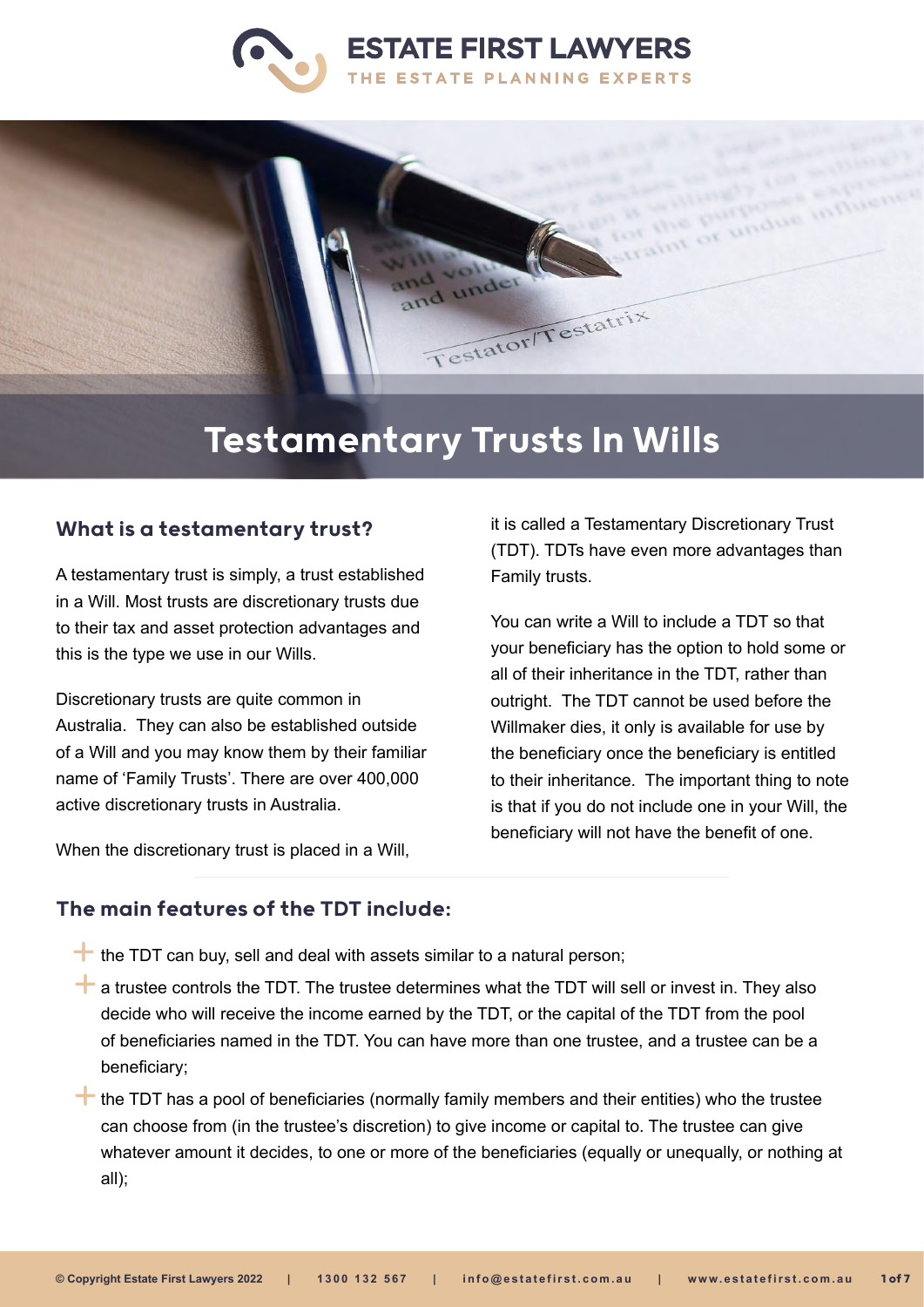# Testamentary Trusts In Wills

## What is a testamentary trust?

A testamentary trust is simply, a trust established in a Will. Most trusts are discretionary trusts due to their tax and asset protection advantages and this is the type we use in our Wills.

Discretionary trusts are quite common in Australia. They can also be established outside of a Will and you may know them by their familiar name of 'Family Trusts'. There are over 400,000 active discretionary trusts in Australia.

When the discretionary trust is placed in a Will, it is called a Testamentary Discretionary Trust (TDT). TDTs have even more advantages than Family trusts.

You can write a Will to include a TDT so that your beneficiary has the option to hold some or all of their inheritance in the TDT, rather than outright. The TDT cannot be used before the Willmaker dies, it only is available for use by the beneficiary once the beneficiary is entitled to their inheritance. The important thing to note is that if you do not include one in your Will, the beneficiary will not have the benefit of one.

## The main features of the TDT include:

- the TDT can buy, sell and deal with assets similar to a natural person;
- a trustee controls the TDT. The trustee determines what the TDT will sell or invest in. They also decide who will receive the income earned by the TDT, or the capital of the TDT from the pool of beneficiaries named in the TDT. You can have more than one trustee, and a trustee can be a beneficiary;
- the TDT has a pool of beneficiaries (normally family members and their entities) who the trustee can choose from (in the trustee's discretion) to give income or capital to. The trustee can give whatever amount it decides, to one or more of the beneficiaries (equally or unequally, or nothing at all);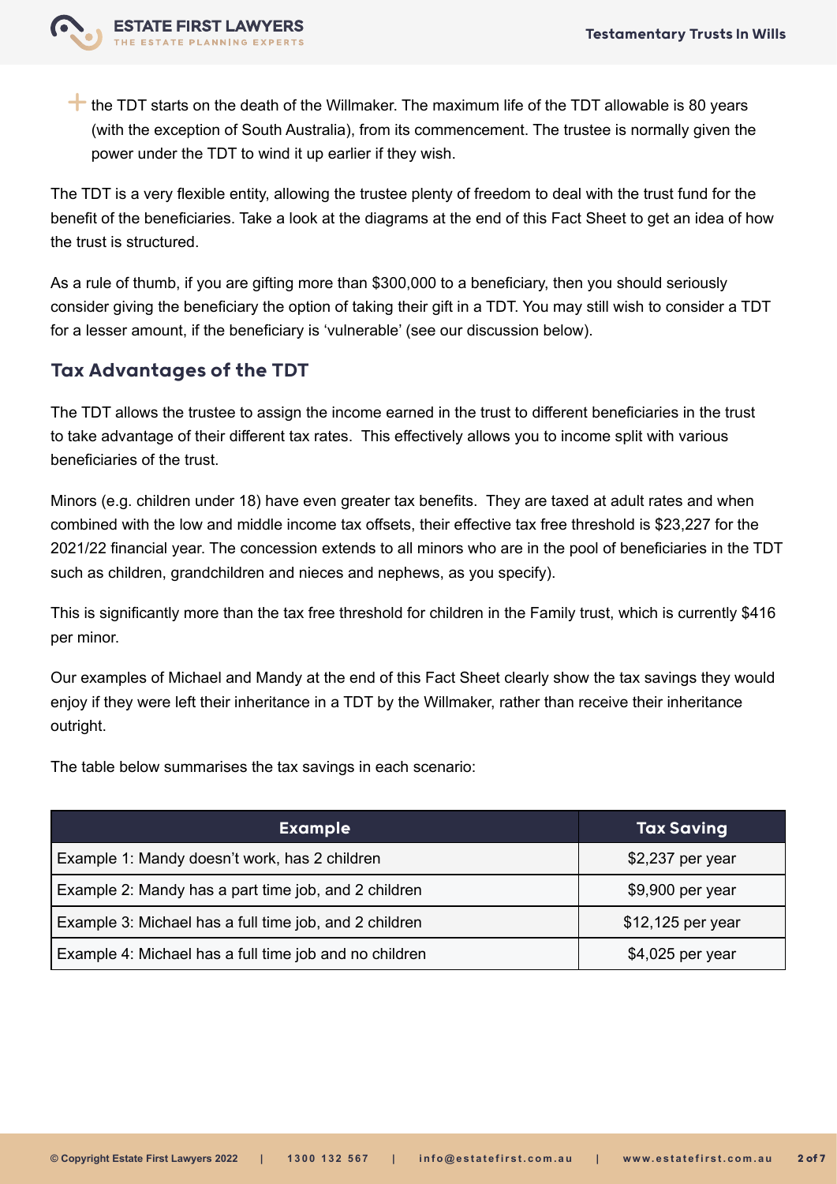- the TDT starts on the death of the Willmaker. The maximum life of the TDT allowable is 80 years (with the exception of South Australia), from its commencement. The trustee is normally given the power under the TDT to wind it up earlier if they wish.

The TDT is a very flexible entity, allowing the trustee plenty of freedom to deal with the trust fund for the benefit of the beneficiaries. Take a look at the diagrams at the end of this Fact Sheet to get an idea of how the trust is structured.

As a rule of thumb, if you are gifting more than $300,000 to a beneficiary, then you should seriously consider giving the beneficiary the option of taking their gift in a TDT. You may still wish to consider a TDT for a lesser amount, if the beneficiary is 'vulnerable' (see our discussion below).

## Tax Advantages of the TDT

The TDT allows the trustee to assign the income earned in the trust to different beneficiaries in the trust to take advantage of their different tax rates. This effectively allows you to income split with various beneficiaries of the trust.

Minors (e.g. children under 18) have even greater tax benefits. They are taxed at adult rates and when combined with the low and middle income tax offsets, their effective tax free threshold is $23,227 for the 2021/22 financial year. The concession extends to all minors who are in the pool of beneficiaries in the TDT such as children, grandchildren and nieces and nephews, as you specify).

This is significantly more than the tax free threshold for children in the Family trust, which is currently $416 per minor.

Our examples of Michael and Mandy at the end of this Fact Sheet clearly show the tax savings they would enjoy if they were left their inheritance in a TDT by the Willmaker, rather than receive their inheritance outright.

The table below summarises the tax savings in each scenario:

| Example | Tax Saving |
| --- | --- |
| Example 1: Mandy doesn't work, has 2 children | $2,237 per year |
| Example 2: Mandy has a part time job, and 2 children | $9,900 per year |
| Example 3: Michael has a full time job, and 2 children | $12,125 per year |
| Example 4: Michael has a full time job and no children | $4,025 per year |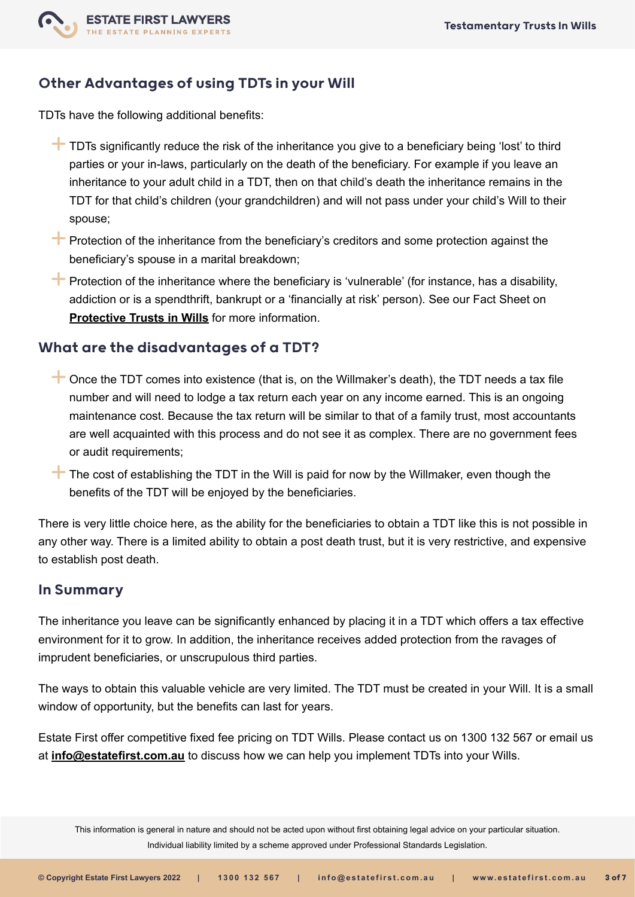## Other Advantages of using TDTs in your Will

TDTs have the following additional benefits:

- TDTs significantly reduce the risk of the inheritance you give to a beneficiary being 'lost' to third parties or your in-laws, particularly on the death of the beneficiary. For example if you leave an inheritance to your adult child in a TDT, then on that child's death the inheritance remains in the TDT for that child's children (your grandchildren) and will not pass under your child's Will to their spouse;
- Protection of the inheritance from the beneficiary's creditors and some protection against the beneficiary's spouse in a marital breakdown;
- Protection of the inheritance where the beneficiary is 'vulnerable' (for instance, has a disability, addiction or is a spendthrift, bankrupt or a 'financially at risk' person). See our Fact Sheet on **Protective Trusts in Wills** for more information.

## What are the disadvantages of a TDT?

- Once the TDT comes into existence (that is, on the Willmaker's death), the TDT needs a tax file number and will need to lodge a tax return each year on any income earned. This is an ongoing maintenance cost. Because the tax return will be similar to that of a family trust, most accountants are well acquainted with this process and do not see it as complex. There are no government fees or audit requirements;
- The cost of establishing the TDT in the Will is paid for now by the Willmaker, even though the benefits of the TDT will be enjoyed by the beneficiaries.

There is very little choice here, as the ability for the beneficiaries to obtain a TDT like this is not possible in any other way. There is a limited ability to obtain a post death trust, but it is very restrictive, and expensive to establish post death.

## In Summary

The inheritance you leave can be significantly enhanced by placing it in a TDT which offers a tax effective environment for it to grow. In addition, the inheritance receives added protection from the ravages of imprudent beneficiaries, or unscrupulous third parties.

The ways to obtain this valuable vehicle are very limited. The TDT must be created in your Will. It is a small window of opportunity, but the benefits can last for years.

Estate First offer competitive fixed fee pricing on TDT Wills. Please contact us on 1300 132 567 or email us at **info@estatefirst.com.au** to discuss how we can help you implement TDTs into your Wills.

This information is general in nature and should not be acted upon without first obtaining legal advice on your particular situation. Individual liability limited by a scheme approved under Professional Standards Legislation.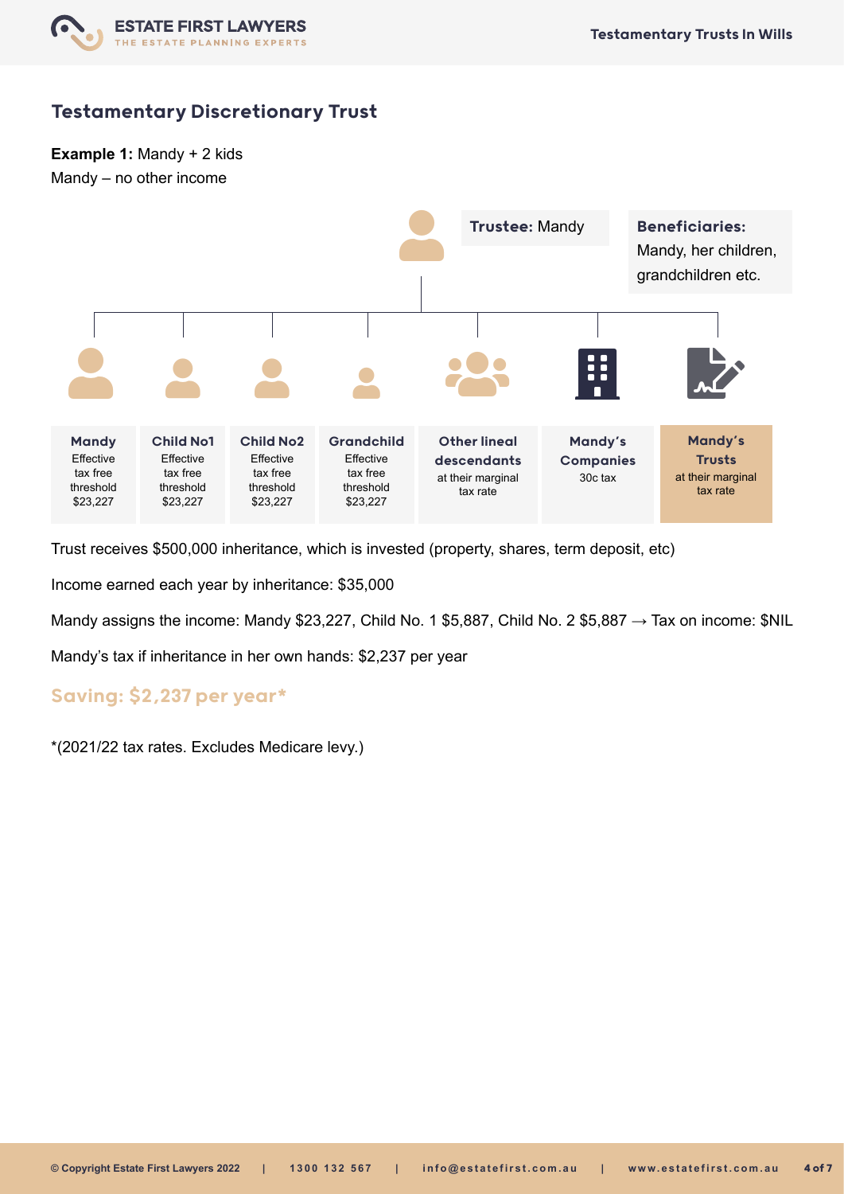## Testamentary Discretionary Trust

**Example 1:** Mandy + 2 kids
Mandy – no other income

**Trustee:** Mandy

**Beneficiaries:** Mandy, her children, grandchildren etc.

| Mandy | Child No1 | Child No2 | Grandchild | Other lineal descendants | Mandy's Companies | Mandy's Trusts |
|---|---|---|---|---|---|---|
| Effective tax free threshold $23,227 | Effective tax free threshold $23,227 | Effective tax free threshold $23,227 | Effective tax free threshold $23,227 | at their marginal tax rate | 30c tax | at their marginal tax rate |

Trust receives $500,000 inheritance, which is invested (property, shares, term deposit, etc)

Income earned each year by inheritance: $35,000

Mandy assigns the income: Mandy $23,227, Child No. 1 $5,887, Child No. 2 $5,887 → Tax on income: $NIL

Mandy's tax if inheritance in her own hands: $2,237 per year

**Saving: $2,237 per year***

*(2021/22 tax rates. Excludes Medicare levy.)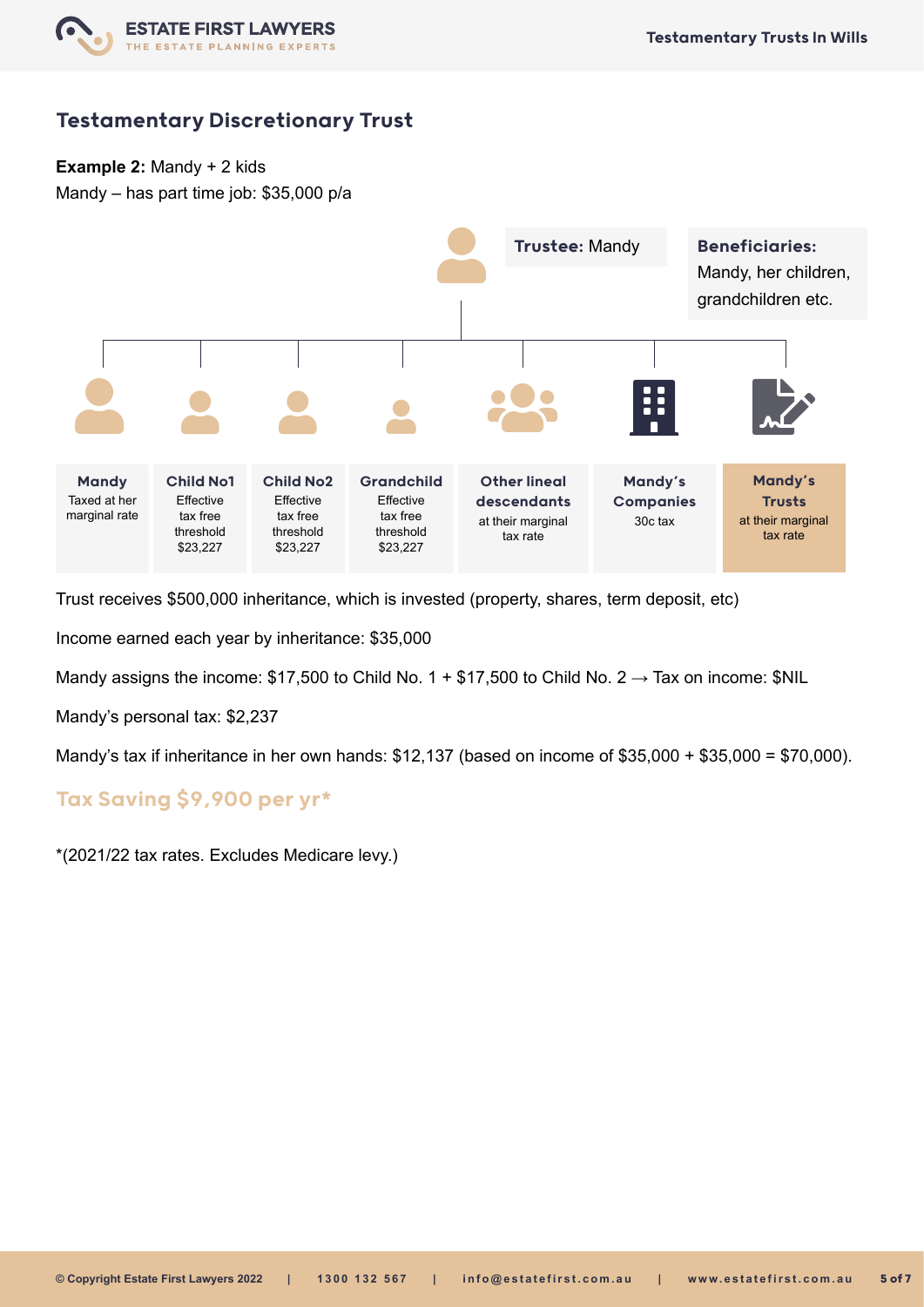## Testamentary Discretionary Trust

**Example 2:** Mandy + 2 kids

Mandy – has part time job: $35,000 p/a

**Trustee:** Mandy

**Beneficiaries:** Mandy, her children, grandchildren etc.

| **Mandy** | **Child No1** | **Child No2** | **Grandchild** | **Other lineal descendants** | **Mandy's Companies** | **Mandy's Trusts** |
|---|---|---|---|---|---|---|
| Taxed at her marginal rate | Effective tax free threshold $23,227 | Effective tax free threshold $23,227 | Effective tax free threshold $23,227 | at their marginal tax rate | 30c tax | at their marginal tax rate |

Trust receives $500,000 inheritance, which is invested (property, shares, term deposit, etc)

Income earned each year by inheritance: $35,000

Mandy assigns the income: $17,500 to Child No. 1 + $17,500 to Child No. 2 → Tax on income: $NIL

Mandy's personal tax: $2,237

Mandy's tax if inheritance in her own hands: $12,137 (based on income of $35,000 + $35,000 = $70,000).

### Tax Saving $9,900 per yr*

*(2021/22 tax rates. Excludes Medicare levy.)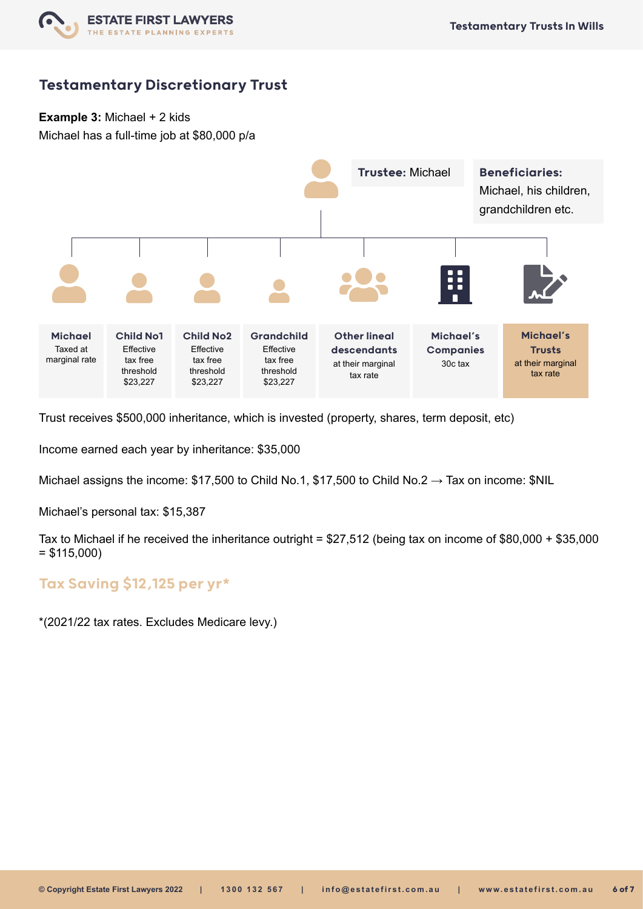## Testamentary Discretionary Trust

**Example 3:** Michael + 2 kids
Michael has a full-time job at $80,000 p/a

**Trustee:** Michael

**Beneficiaries:** Michael, his children, grandchildren etc.

| Michael | Child No1 | Child No2 | Grandchild | Other lineal descendants | Michael's Companies | Michael's Trusts |
|---|---|---|---|---|---|---|
| Taxed at marginal rate | Effective tax free threshold $23,227 | Effective tax free threshold $23,227 | Effective tax free threshold $23,227 | at their marginal tax rate | 30c tax | at their marginal tax rate |

Trust receives $500,000 inheritance, which is invested (property, shares, term deposit, etc)

Income earned each year by inheritance: $35,000

Michael assigns the income: $17,500 to Child No.1, $17,500 to Child No.2 → Tax on income: $NIL

Michael's personal tax: $15,387

Tax to Michael if he received the inheritance outright = $27,512 (being tax on income of $80,000 + $35,000 = $115,000)

### Tax Saving $12,125 per yr*

*(2021/22 tax rates. Excludes Medicare levy.)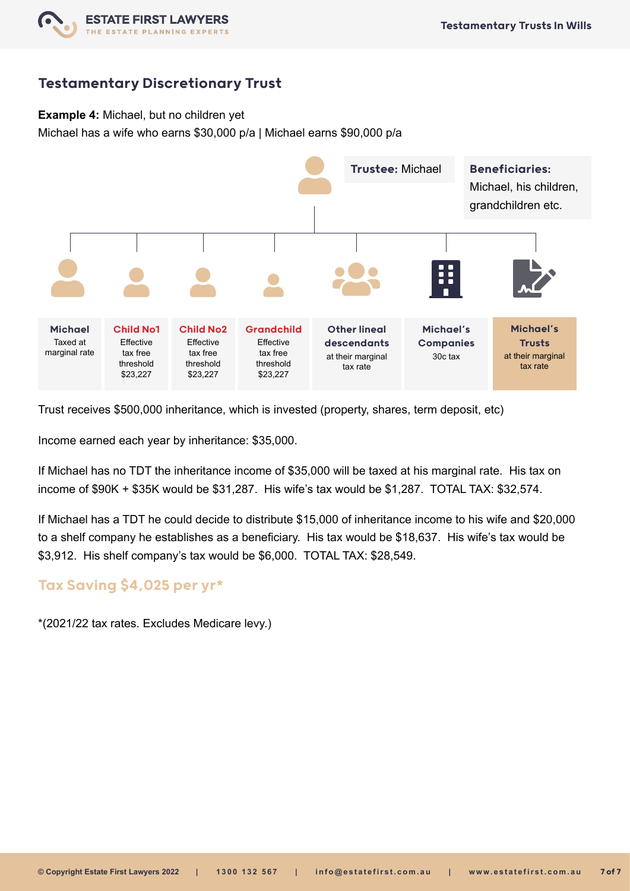## Testamentary Discretionary Trust

**Example 4:** Michael, but no children yet
Michael has a wife who earns $30,000 p/a | Michael earns $90,000 p/a

**Trustee:** Michael

**Beneficiaries:** Michael, his children, grandchildren etc.

| Michael | Child No1 | Child No2 | Grandchild | Other lineal descendants | Michael's Companies | Michael's Trusts |
|---|---|---|---|---|---|---|
| Taxed at marginal rate | Effective tax free threshold $23,227 | Effective tax free threshold $23,227 | Effective tax free threshold $23,227 | at their marginal tax rate | 30c tax | at their marginal tax rate |

Trust receives $500,000 inheritance, which is invested (property, shares, term deposit, etc)

Income earned each year by inheritance: $35,000.

If Michael has no TDT the inheritance income of $35,000 will be taxed at his marginal rate. His tax on income of $90K + $35K would be $31,287. His wife's tax would be $1,287. TOTAL TAX: $32,574.

If Michael has a TDT he could decide to distribute $15,000 of inheritance income to his wife and $20,000 to a shelf company he establishes as a beneficiary. His tax would be $18,637. His wife's tax would be $3,912. His shelf company's tax would be $6,000. TOTAL TAX: $28,549.

### Tax Saving $4,025 per yr*

*(2021/22 tax rates. Excludes Medicare levy.)